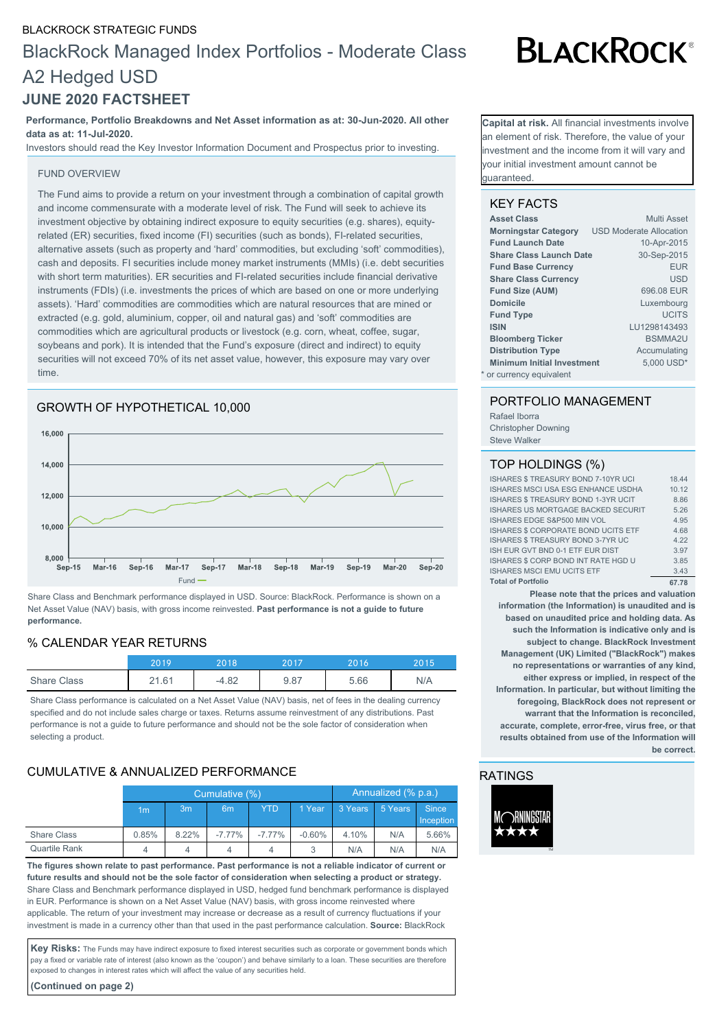BLACKROCK STRATEGIC FUNDS

# BlackRock Managed Index Portfolios - Moderate Class A2 Hedged USD

## JUNE 2020 FACTSHEET

BLACKROCK®

**Performance, Portfolio Breakdowns and Net Asset information as at: 30-Jun-2020. All other data as at: 11-Jul-2020.**

Investors should read the Key Investor Information Document and Prospectus prior to investing.

**Capital at risk.** All financial investments involve an element of risk. Therefore, the value of your investment and the income from it will vary and your initial investment amount cannot be guaranteed.

### FUND OVERVIEW

The Fund aims to provide a return on your investment through a combination of capital growth and income commensurate with a moderate level of risk. The Fund will seek to achieve its investment objective by obtaining indirect exposure to equity securities (e.g. shares), equity-related (ER) securities, fixed income (FI) securities (such as bonds), FI-related securities, alternative assets (such as property and 'hard' commodities, but excluding 'soft' commodities), cash and deposits. FI securities include money market instruments (MMIs) (i.e. debt securities with short term maturities). ER securities and FI-related securities include financial derivative instruments (FDIs) (i.e. investments the prices of which are based on one or more underlying assets). 'Hard' commodities are commodities which are natural resources that are mined or extracted (e.g. gold, aluminium, copper, oil and natural gas) and 'soft' commodities are commodities which are agricultural products or livestock (e.g. corn, wheat, coffee, sugar, soybeans and pork). It is intended that the Fund's exposure (direct and indirect) to equity securities will not exceed 70% of its net asset value, however, this exposure may vary over time.

### KEY FACTS

| | |
|---|---|
| **Asset Class** | Multi Asset |
| **Morningstar Category** | USD Moderate Allocation |
| **Fund Launch Date** | 10-Apr-2015 |
| **Share Class Launch Date** | 30-Sep-2015 |
| **Fund Base Currency** | EUR |
| **Share Class Currency** | USD |
| **Fund Size (AUM)** | 696.08 EUR |
| **Domicile** | Luxembourg |
| **Fund Type** | UCITS |
| **ISIN** | LU1298143493 |
| **Bloomberg Ticker** | BSMMA2U |
| **Distribution Type** | Accumulating |
| **Minimum Initial Investment** | 5,000 USD* |

\* or currency equivalent

### GROWTH OF HYPOTHETICAL 10,000

Fund

Share Class and Benchmark performance displayed in USD. Source: BlackRock. Performance is shown on a Net Asset Value (NAV) basis, with gross income reinvested. **Past performance is not a guide to future performance.**

### PORTFOLIO MANAGEMENT

Rafael Iborra
Christopher Downing
Steve Walker

### TOP HOLDINGS (%)

| | |
|---|---|
| ISHARES $ TREASURY BOND 7-10YR UCI | 18.44 |
| ISHARES MSCI USA ESG ENHANCE USDHA | 10.12 |
| ISHARES $ TREASURY BOND 1-3YR UCIT | 8.86 |
| ISHARES US MORTGAGE BACKED SECURIT | 5.26 |
| ISHARES EDGE S&P500 MIN VOL | 4.95 |
| ISHARES $ CORPORATE BOND UCITS ETF | 4.68 |
| ISHARES $ TREASURY BOND 3-7YR UC | 4.22 |
| ISH EUR GVT BND 0-1 ETF EUR DIST | 3.97 |
| ISHARES $ CORP BOND INT RATE HGD U | 3.85 |
| ISHARES MSCI EMU UCITS ETF | 3.43 |
| **Total of Portfolio** | **67.78** |

**Please note that the prices and valuation information (the Information) is unaudited and is based on unaudited price and holding data. As such the Information is indicative only and is subject to change. BlackRock Investment Management (UK) Limited ("BlackRock") makes no representations or warranties of any kind, either express or implied, in respect of the Information. In particular, but without limiting the foregoing, BlackRock does not represent or warrant that the Information is reconciled, accurate, complete, error-free, virus free, or that results obtained from use of the Information will be correct.**

### % CALENDAR YEAR RETURNS

| | 2019 | 2018 | 2017 | 2016 | 2015 |
|---|---|---|---|---|---|
| Share Class | 21.61 | -4.82 | 9.87 | 5.66 | N/A |

Share Class performance is calculated on a Net Asset Value (NAV) basis, net of fees in the dealing currency specified and do not include sales charge or taxes. Returns assume reinvestment of any distributions. Past performance is not a guide to future performance and should not be the sole factor of consideration when selecting a product.

### RATINGS

MORNINGSTAR ★★★★

### CUMULATIVE & ANNUALIZED PERFORMANCE

| | Cumulative (%) | | | | | Annualized (% p.a.) | | |
|---|---|---|---|---|---|---|---|---|
| | 1m | 3m | 6m | YTD | 1 Year | 3 Years | 5 Years | Since Inception |
| Share Class | 0.85% | 8.22% | -7.77% | -7.77% | -0.60% | 4.10% | N/A | 5.66% |
| Quartile Rank | 4 | 4 | 4 | 4 | 3 | N/A | N/A | N/A |

**The figures shown relate to past performance. Past performance is not a reliable indicator of current or future results and should not be the sole factor of consideration when selecting a product or strategy.** Share Class and Benchmark performance displayed in USD, hedged fund benchmark performance is displayed in EUR. Performance is shown on a Net Asset Value (NAV) basis, with gross income reinvested where applicable. The return of your investment may increase or decrease as a result of currency fluctuations if your investment is made in a currency other than that used in the past performance calculation. **Source:** BlackRock

**Key Risks:** The Funds may have indirect exposure to fixed interest securities such as corporate or government bonds which pay a fixed or variable rate of interest (also known as the 'coupon') and behave similarly to a loan. These securities are therefore exposed to changes in interest rates which will affect the value of any securities held.

**(Continued on page 2)**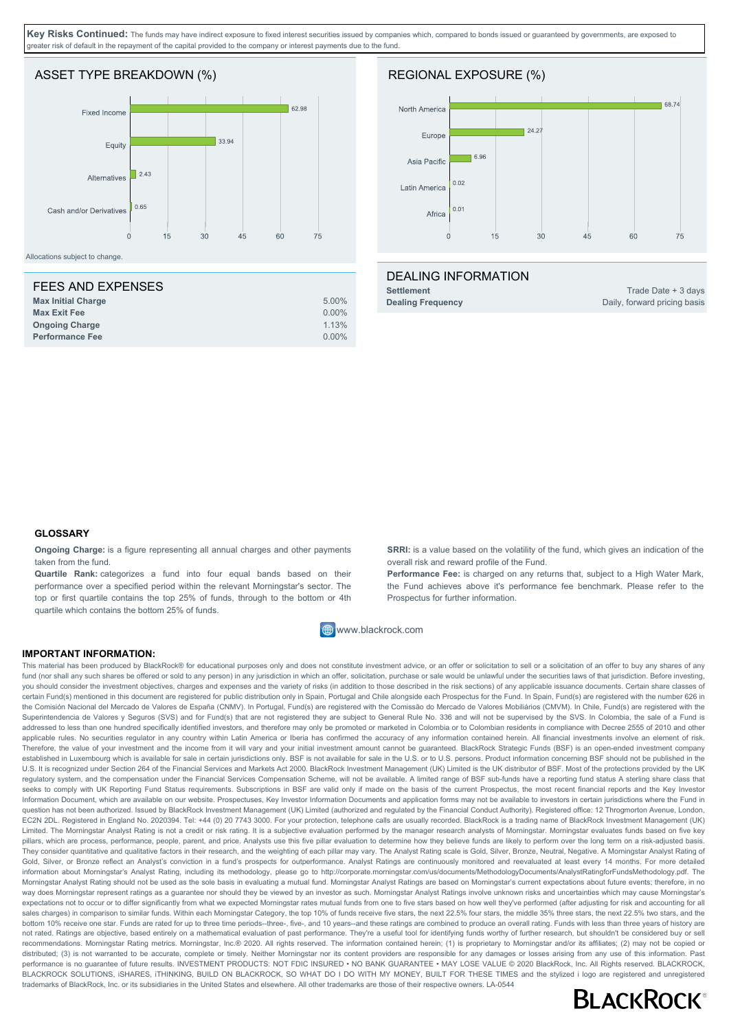**Key Risks Continued:** The funds may have indirect exposure to fixed interest securities issued by companies which, compared to bonds issued or guaranteed by governments, are exposed to greater risk of default in the repayment of the capital provided to the company or interest payments due to the fund.

## ASSET TYPE BREAKDOWN (%)

Fixed Income 62.98
Equity 33.94
Alternatives 2.43
Cash and/or Derivatives 0.65

0 15 30 45 60 75

Allocations subject to change.

## REGIONAL EXPOSURE (%)

North America 68.74
Europe 24.27
Asia Pacific 6.96
Latin America 0.02
Africa 0.01

0 15 30 45 60 75

## FEES AND EXPENSES

| | |
|---|---|
| **Max Initial Charge** | 5.00% |
| **Max Exit Fee** | 0.00% |
| **Ongoing Charge** | 1.13% |
| **Performance Fee** | 0.00% |

## DEALING INFORMATION

| | |
|---|---|
| **Settlement** | Trade Date + 3 days |
| **Dealing Frequency** | Daily, forward pricing basis |

### GLOSSARY

**Ongoing Charge:** is a figure representing all annual charges and other payments taken from the fund.

**Quartile Rank:** categorizes a fund into four equal bands based on their performance over a specified period within the relevant Morningstar's sector. The top or first quartile contains the top 25% of funds, through to the bottom or 4th quartile which contains the bottom 25% of funds.

**SRRI:** is a value based on the volatility of the fund, which gives an indication of the overall risk and reward profile of the Fund.

**Performance Fee:** is charged on any returns that, subject to a High Water Mark, the Fund achieves above it's performance fee benchmark. Please refer to the Prospectus for further information.

www.blackrock.com

### IMPORTANT INFORMATION:

This material has been produced by BlackRock® for educational purposes only and does not constitute investment advice, or an offer or solicitation to sell or a solicitation of an offer to buy any shares of any fund (nor shall any such shares be offered or sold to any person) in any jurisdiction in which an offer, solicitation, purchase or sale would be unlawful under the securities laws of that jurisdiction. Before investing, you should consider the investment objectives, charges and expenses and the variety of risks (in addition to those described in the risk sections) of any applicable issuance documents. Certain share classes of certain Fund(s) mentioned in this document are registered for public distribution only in Spain, Portugal and Chile alongside each Prospectus for the Fund. In Spain, Fund(s) are registered with the number 626 in the Comisión Nacional del Mercado de Valores de España (CNMV). In Portugal, Fund(s) are registered with the Comissão do Mercado de Valores Mobiliários (CMVM). In Chile, Fund(s) are registered with the Superintendencia de Valores y Seguros (SVS) and for Fund(s) that are not registered they are subject to General Rule No. 336 and will not be supervised by the SVS. In Colombia, the sale of a Fund is addressed to less than one hundred specifically identified investors, and therefore may only be promoted or marketed in Colombia or to Colombian residents in compliance with Decree 2555 of 2010 and other applicable rules. No securities regulator in any country within Latin America or Iberia has confirmed the accuracy of any information contained herein. All financial investments involve an element of risk. Therefore, the value of your investment and the income from it will vary and your initial investment amount cannot be guaranteed. BlackRock Strategic Funds (BSF) is an open-ended investment company established in Luxembourg which is available for sale in certain jurisdictions only. BSF is not available for sale in the U.S. or to U.S. persons. Product information concerning BSF should not be published in the U.S. It is recognized under Section 264 of the Financial Services and Markets Act 2000. BlackRock Investment Management (UK) Limited is the UK distributor of BSF. Most of the protections provided by the UK regulatory system, and the compensation under the Financial Services Compensation Scheme, will not be available. A limited range of BSF sub-funds have a reporting fund status A sterling share class that seeks to comply with UK Reporting Fund Status requirements. Subscriptions in BSF are valid only if made on the basis of the current Prospectus, the most recent financial reports and the Key Investor Information Document, which are available on our website. Prospectuses, Key Investor Information Documents and application forms may not be available to investors in certain jurisdictions where the Fund in question has not been authorized. Issued by BlackRock Investment Management (UK) Limited (authorized and regulated by the Financial Conduct Authority). Registered office: 12 Throgmorton Avenue, London, EC2N 2DL. Registered in England No. 2020394. Tel: +44 (0) 20 7743 3000. For your protection, telephone calls are usually recorded. BlackRock is a trading name of BlackRock Investment Management (UK) Limited. The Morningstar Analyst Rating is not a credit or risk rating. It is a subjective evaluation performed by the manager research analysts of Morningstar. Morningstar evaluates funds based on five key pillars, which are process, performance, people, parent, and price. Analysts use this five pillar evaluation to determine how they believe funds are likely to perform over the long term on a risk-adjusted basis. They consider quantitative and qualitative factors in their research, and the weighting of each pillar may vary. The Analyst Rating scale is Gold, Silver, Bronze, Neutral, Negative. A Morningstar Analyst Rating of Gold, Silver, or Bronze reflect an Analyst's conviction in a fund's prospects for outperformance. Analyst Ratings are continuously monitored and reevaluated at least every 14 months. For more detailed information about Morningstar's Analyst Rating, including its methodology, please go to http://corporate.morningstar.com/us/documents/MethodologyDocuments/AnalystRatingforFundsMethodology.pdf. The Morningstar Analyst Rating should not be used as the sole basis in evaluating a mutual fund. Morningstar Analyst Ratings are based on Morningstar's current expectations about future events; therefore, in no way does Morningstar represent ratings as a guarantee nor should they be viewed by an investor as such. Morningstar Analyst Ratings involve unknown risks and uncertainties which may cause Morningstar's expectations not to occur or to differ significantly from what we expected Morningstar rates mutual funds from one to five stars based on how well they've performed (after adjusting for risk and accounting for all sales charges) in comparison to similar funds. Within each Morningstar Category, the top 10% of funds receive five stars, the next 22.5% four stars, the middle 35% three stars, the next 22.5% two stars, and the bottom 10% receive one star. Funds are rated for up to three time periods--three-, five-, and 10 years--and these ratings are combined to produce an overall rating. Funds with less than three years of history are not rated. Ratings are objective, based entirely on a mathematical evaluation of past performance. They're a useful tool for identifying funds worthy of further research, but shouldn't be considered buy or sell recommendations. Morningstar Rating metrics. Morningstar, Inc.® 2020. All rights reserved. The information contained herein; (1) is proprietary to Morningstar and/or its affiliates; (2) may not be copied or distributed; (3) is not warranted to be accurate, complete or timely. Neither Morningstar nor its content providers are responsible for any damages or losses arising from any use of this information. Past performance is no guarantee of future results. INVESTMENT PRODUCTS: NOT FDIC INSURED • NO BANK GUARANTEE • MAY LOSE VALUE © 2020 BlackRock, Inc. All Rights reserved. BLACKROCK, BLACKROCK SOLUTIONS, iSHARES, iTHINKING, BUILD ON BLACKROCK, SO WHAT DO I DO WITH MY MONEY, BUILT FOR THESE TIMES and the stylized i logo are registered and unregistered trademarks of BlackRock, Inc. or its subsidiaries in the United States and elsewhere. All other trademarks are those of their respective owners. LA-0544

BLACKROCK®